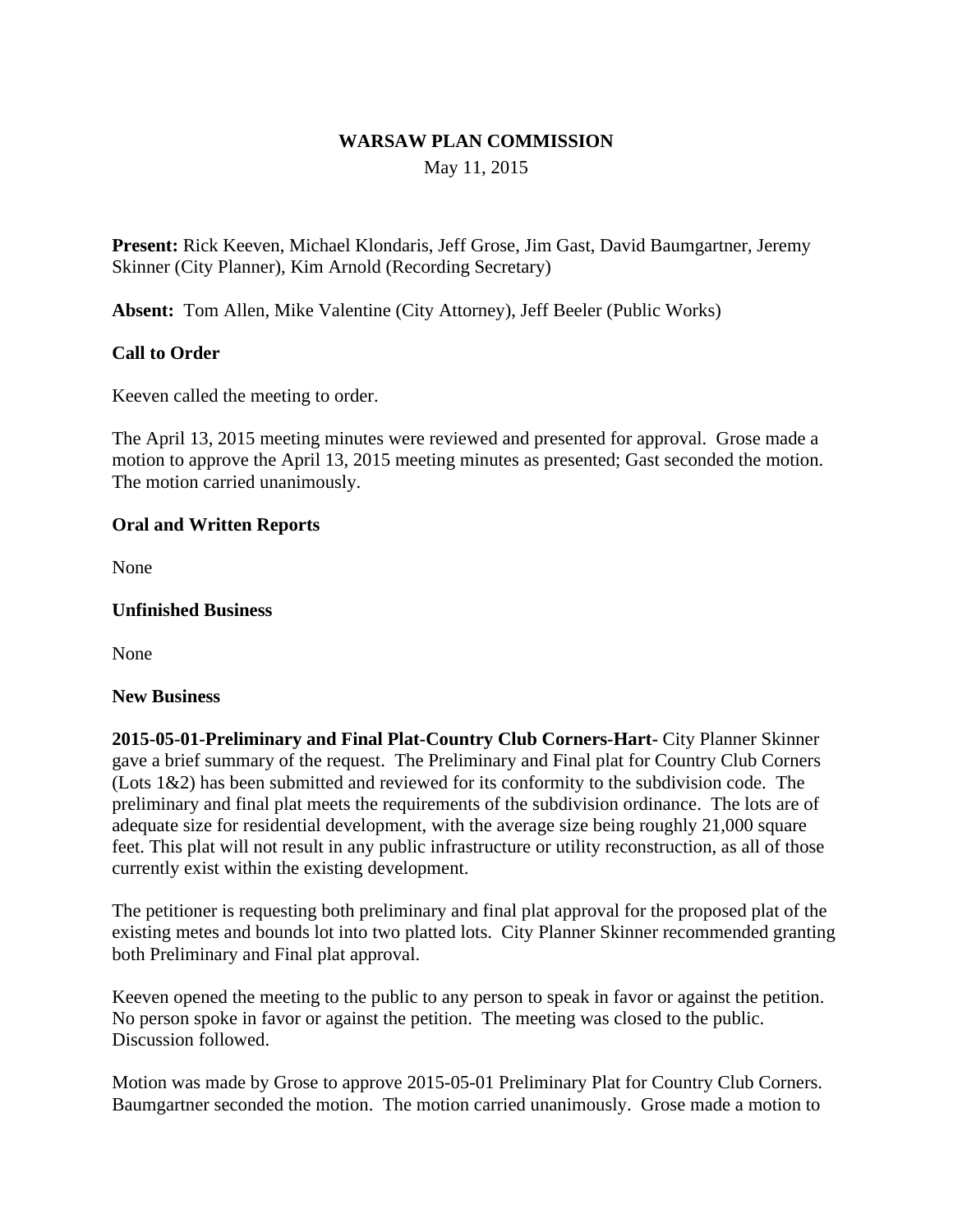# WARSAW PLAN COMMISSION

May 11, 2015

**Present:** Rick Keeven, Michael Klondaris, Jeff Grose, Jim Gast, David Baumgartner, Jeremy Skinner (City Planner), Kim Arnold (Recording Secretary)

**Absent:** Tom Allen, Mike Valentine (City Attorney), Jeff Beeler (Public Works)

**Call to Order**

Keeven called the meeting to order.

The April 13, 2015 meeting minutes were reviewed and presented for approval. Grose made a motion to approve the April 13, 2015 meeting minutes as presented; Gast seconded the motion. The motion carried unanimously.

**Oral and Written Reports**

None

**Unfinished Business**

None

**New Business**

**2015-05-01-Preliminary and Final Plat-Country Club Corners-Hart-** City Planner Skinner gave a brief summary of the request. The Preliminary and Final plat for Country Club Corners (Lots 1&2) has been submitted and reviewed for its conformity to the subdivision code. The preliminary and final plat meets the requirements of the subdivision ordinance. The lots are of adequate size for residential development, with the average size being roughly 21,000 square feet. This plat will not result in any public infrastructure or utility reconstruction, as all of those currently exist within the existing development.

The petitioner is requesting both preliminary and final plat approval for the proposed plat of the existing metes and bounds lot into two platted lots. City Planner Skinner recommended granting both Preliminary and Final plat approval.

Keeven opened the meeting to the public to any person to speak in favor or against the petition. No person spoke in favor or against the petition. The meeting was closed to the public. Discussion followed.

Motion was made by Grose to approve 2015-05-01 Preliminary Plat for Country Club Corners. Baumgartner seconded the motion. The motion carried unanimously. Grose made a motion to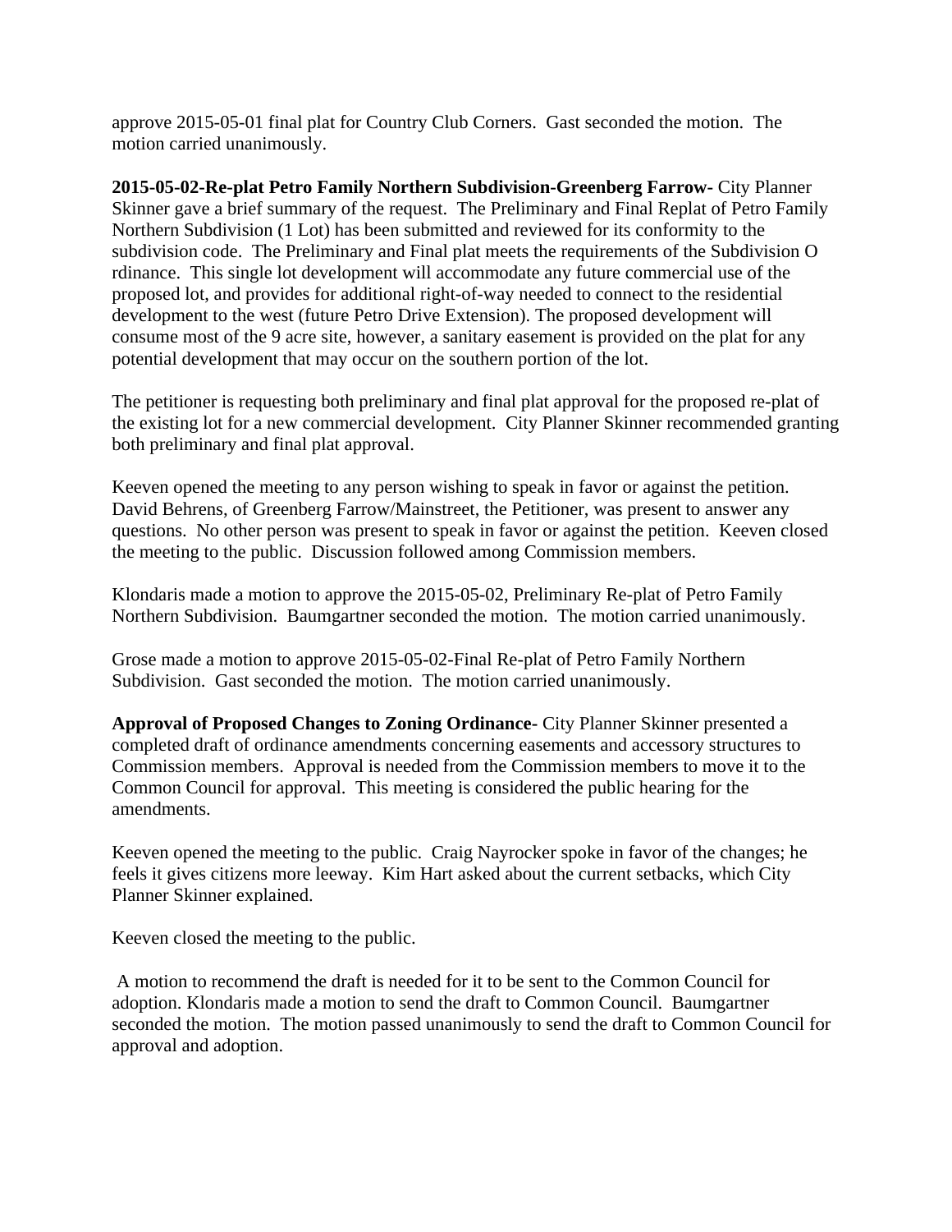approve 2015-05-01 final plat for Country Club Corners. Gast seconded the motion. The motion carried unanimously.

**2015-05-02-Re-plat Petro Family Northern Subdivision-Greenberg Farrow-** City Planner Skinner gave a brief summary of the request. The Preliminary and Final Replat of Petro Family Northern Subdivision (1 Lot) has been submitted and reviewed for its conformity to the subdivision code. The Preliminary and Final plat meets the requirements of the Subdivision O rdinance. This single lot development will accommodate any future commercial use of the proposed lot, and provides for additional right-of-way needed to connect to the residential development to the west (future Petro Drive Extension). The proposed development will consume most of the 9 acre site, however, a sanitary easement is provided on the plat for any potential development that may occur on the southern portion of the lot.

The petitioner is requesting both preliminary and final plat approval for the proposed re-plat of the existing lot for a new commercial development. City Planner Skinner recommended granting both preliminary and final plat approval.

Keeven opened the meeting to any person wishing to speak in favor or against the petition. David Behrens, of Greenberg Farrow/Mainstreet, the Petitioner, was present to answer any questions. No other person was present to speak in favor or against the petition. Keeven closed the meeting to the public. Discussion followed among Commission members.

Klondaris made a motion to approve the 2015-05-02, Preliminary Re-plat of Petro Family Northern Subdivision. Baumgartner seconded the motion. The motion carried unanimously.

Grose made a motion to approve 2015-05-02-Final Re-plat of Petro Family Northern Subdivision. Gast seconded the motion. The motion carried unanimously.

**Approval of Proposed Changes to Zoning Ordinance-** City Planner Skinner presented a completed draft of ordinance amendments concerning easements and accessory structures to Commission members. Approval is needed from the Commission members to move it to the Common Council for approval. This meeting is considered the public hearing for the amendments.

Keeven opened the meeting to the public. Craig Nayrocker spoke in favor of the changes; he feels it gives citizens more leeway. Kim Hart asked about the current setbacks, which City Planner Skinner explained.

Keeven closed the meeting to the public.

A motion to recommend the draft is needed for it to be sent to the Common Council for adoption. Klondaris made a motion to send the draft to Common Council. Baumgartner seconded the motion. The motion passed unanimously to send the draft to Common Council for approval and adoption.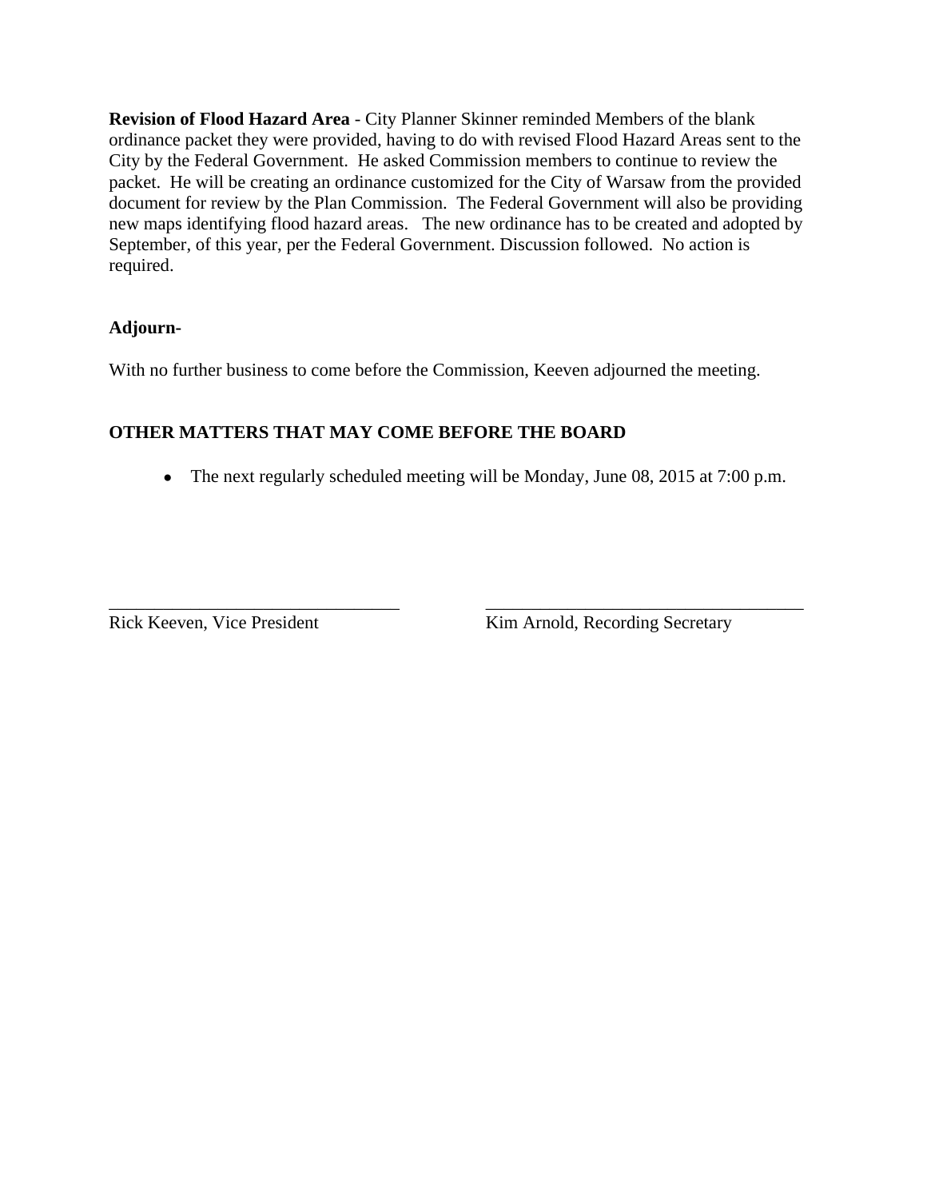**Revision of Flood Hazard Area** - City Planner Skinner reminded Members of the blank ordinance packet they were provided, having to do with revised Flood Hazard Areas sent to the City by the Federal Government. He asked Commission members to continue to review the packet. He will be creating an ordinance customized for the City of Warsaw from the provided document for review by the Plan Commission. The Federal Government will also be providing new maps identifying flood hazard areas. The new ordinance has to be created and adopted by September, of this year, per the Federal Government. Discussion followed. No action is required.

**Adjourn-**

With no further business to come before the Commission, Keeven adjourned the meeting.

**OTHER MATTERS THAT MAY COME BEFORE THE BOARD**

- The next regularly scheduled meeting will be Monday, June 08, 2015 at 7:00 p.m.

_______________________________ _______________________________

Rick Keeven, Vice President Kim Arnold, Recording Secretary